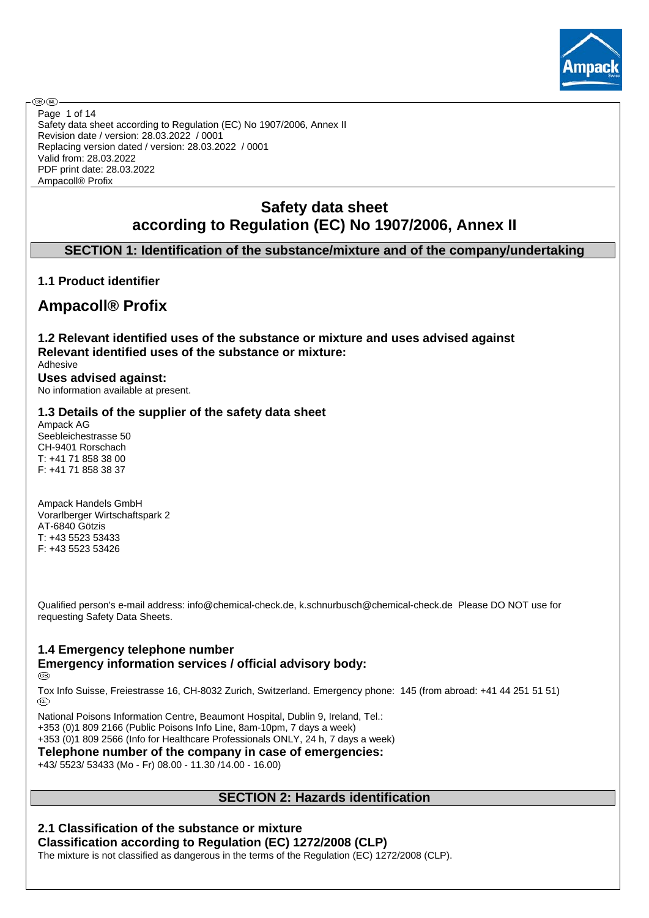Safety data sheet according to Regulation (EC) No 1907/2006, Annex II
Revision date / version: 28.03.2022 / 0001
Replacing version dated / version: 28.03.2022 / 0001
Valid from: 28.03.2022
PDF print date: 28.03.2022
Ampacoll® Profix

# Safety data sheet according to Regulation (EC) No 1907/2006, Annex II

## SECTION 1: Identification of the substance/mixture and of the company/undertaking

### 1.1 Product identifier

## Ampacoll® Profix

### 1.2 Relevant identified uses of the substance or mixture and uses advised against

**Relevant identified uses of the substance or mixture:**

Adhesive

**Uses advised against:**

No information available at present.

### 1.3 Details of the supplier of the safety data sheet

Ampack AG
Seebleichestrasse 50
CH-9401 Rorschach
T: +41 71 858 38 00
F: +41 71 858 38 37

Ampack Handels GmbH
Vorarlberger Wirtschaftspark 2
AT-6840 Götzis
T: +43 5523 53433
F: +43 5523 53426

Qualified person's e-mail address: info@chemical-check.de, k.schnurbusch@chemical-check.de Please DO NOT use for requesting Safety Data Sheets.

### 1.4 Emergency telephone number

**Emergency information services / official advisory body:**

(GB)

Tox Info Suisse, Freiestrasse 16, CH-8032 Zurich, Switzerland. Emergency phone: 145 (from abroad: +41 44 251 51 51)

(IRL)

National Poisons Information Centre, Beaumont Hospital, Dublin 9, Ireland, Tel.:
+353 (0)1 809 2166 (Public Poisons Info Line, 8am-10pm, 7 days a week)
+353 (0)1 809 2566 (Info for Healthcare Professionals ONLY, 24 h, 7 days a week)

**Telephone number of the company in case of emergencies:**

+43/ 5523/ 53433 (Mo - Fr) 08.00 - 11.30 /14.00 - 16.00)

## SECTION 2: Hazards identification

### 2.1 Classification of the substance or mixture

**Classification according to Regulation (EC) 1272/2008 (CLP)**

The mixture is not classified as dangerous in the terms of the Regulation (EC) 1272/2008 (CLP).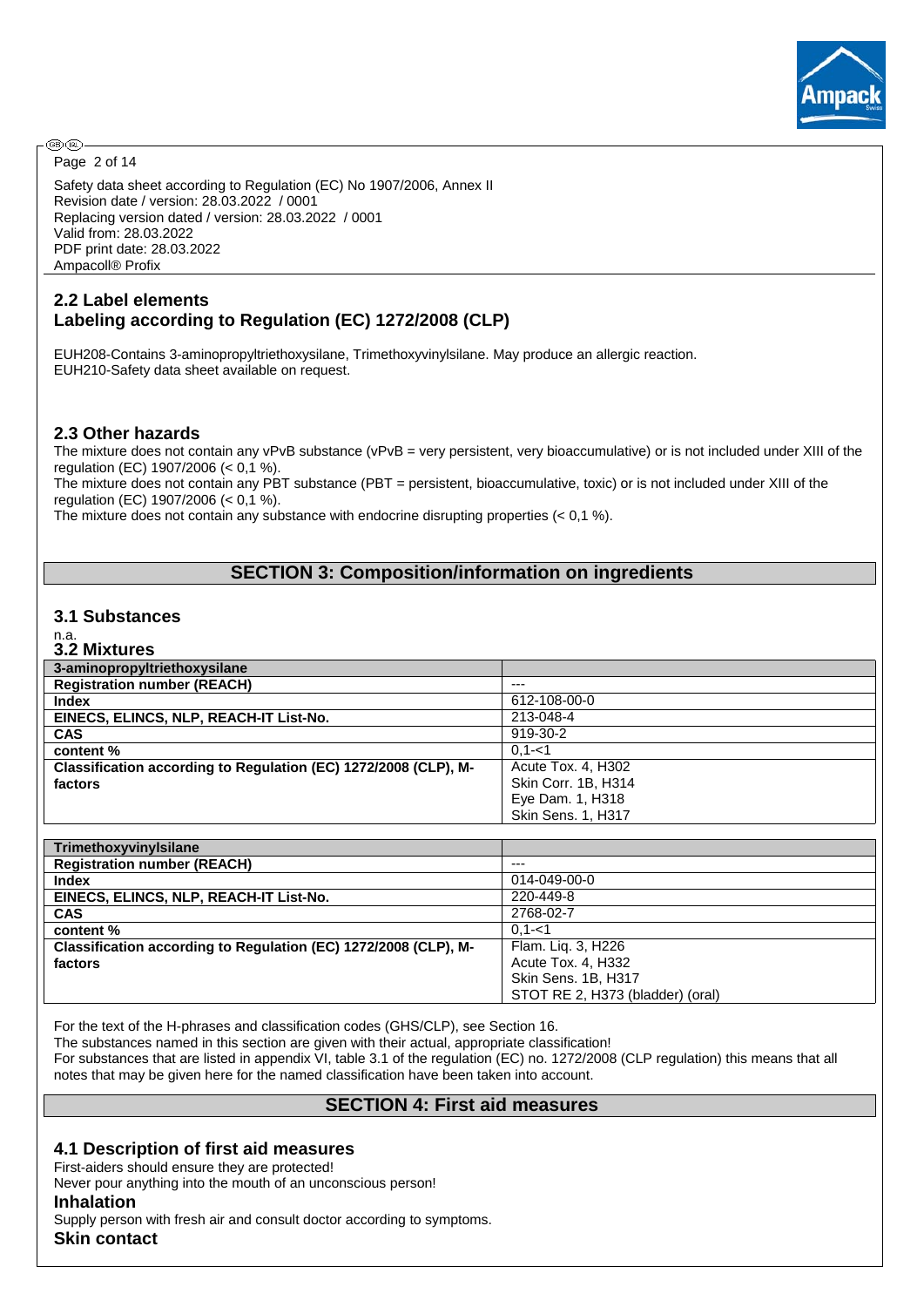## 2.2 Label elements

## Labeling according to Regulation (EC) 1272/2008 (CLP)

EUH208-Contains 3-aminopropyltriethoxysilane, Trimethoxyvinylsilane. May produce an allergic reaction.
EUH210-Safety data sheet available on request.

## 2.3 Other hazards

The mixture does not contain any vPvB substance (vPvB = very persistent, very bioaccumulative) or is not included under XIII of the regulation (EC) 1907/2006 (< 0,1 %).
The mixture does not contain any PBT substance (PBT = persistent, bioaccumulative, toxic) or is not included under XIII of the regulation (EC) 1907/2006 (< 0,1 %).
The mixture does not contain any substance with endocrine disrupting properties (< 0,1 %).

# SECTION 3: Composition/information on ingredients

## 3.1 Substances

n.a.

## 3.2 Mixtures

| 3-aminopropyltriethoxysilane | |
|---|---|
| **Registration number (REACH)** | --- |
| **Index** | 612-108-00-0 |
| **EINECS, ELINCS, NLP, REACH-IT List-No.** | 213-048-4 |
| **CAS** | 919-30-2 |
| **content %** | 0,1-<1 |
| **Classification according to Regulation (EC) 1272/2008 (CLP), M-factors** | Acute Tox. 4, H302<br>Skin Corr. 1B, H314<br>Eye Dam. 1, H318<br>Skin Sens. 1, H317 |

| Trimethoxyvinylsilane | |
|---|---|
| **Registration number (REACH)** | --- |
| **Index** | 014-049-00-0 |
| **EINECS, ELINCS, NLP, REACH-IT List-No.** | 220-449-8 |
| **CAS** | 2768-02-7 |
| **content %** | 0,1-<1 |
| **Classification according to Regulation (EC) 1272/2008 (CLP), M-factors** | Flam. Liq. 3, H226<br>Acute Tox. 4, H332<br>Skin Sens. 1B, H317<br>STOT RE 2, H373 (bladder) (oral) |

For the text of the H-phrases and classification codes (GHS/CLP), see Section 16.
The substances named in this section are given with their actual, appropriate classification!
For substances that are listed in appendix VI, table 3.1 of the regulation (EC) no. 1272/2008 (CLP regulation) this means that all notes that may be given here for the named classification have been taken into account.

# SECTION 4: First aid measures

## 4.1 Description of first aid measures

First-aiders should ensure they are protected!
Never pour anything into the mouth of an unconscious person!

### Inhalation

Supply person with fresh air and consult doctor according to symptoms.

### Skin contact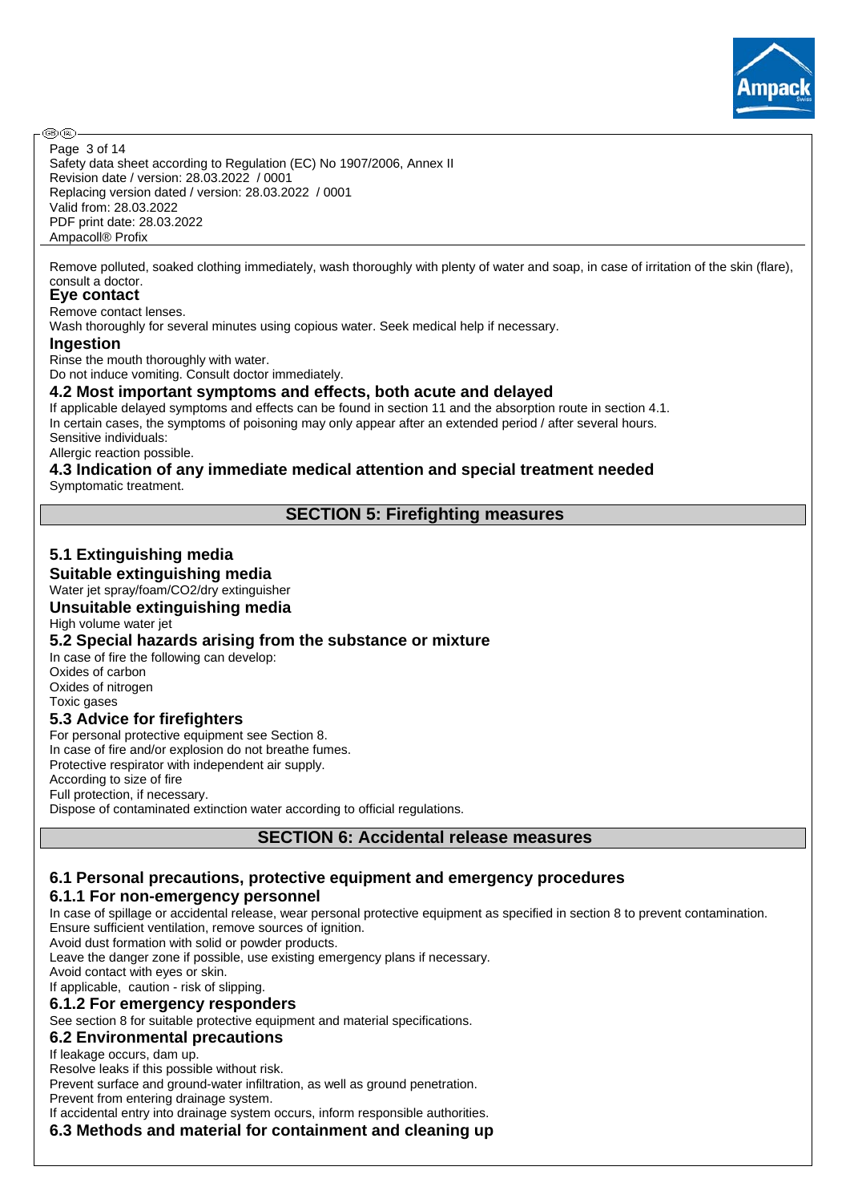Remove polluted, soaked clothing immediately, wash thoroughly with plenty of water and soap, in case of irritation of the skin (flare), consult a doctor.

### Eye contact

Remove contact lenses.
Wash thoroughly for several minutes using copious water. Seek medical help if necessary.

### Ingestion

Rinse the mouth thoroughly with water.
Do not induce vomiting. Consult doctor immediately.

### 4.2 Most important symptoms and effects, both acute and delayed

If applicable delayed symptoms and effects can be found in section 11 and the absorption route in section 4.1.
In certain cases, the symptoms of poisoning may only appear after an extended period / after several hours.
Sensitive individuals:
Allergic reaction possible.

### 4.3 Indication of any immediate medical attention and special treatment needed

Symptomatic treatment.

## SECTION 5: Firefighting measures

### 5.1 Extinguishing media

### Suitable extinguishing media

Water jet spray/foam/$CO_2$/dry extinguisher

### Unsuitable extinguishing media

High volume water jet

### 5.2 Special hazards arising from the substance or mixture

In case of fire the following can develop:
Oxides of carbon
Oxides of nitrogen
Toxic gases

### 5.3 Advice for firefighters

For personal protective equipment see Section 8.
In case of fire and/or explosion do not breathe fumes.
Protective respirator with independent air supply.
According to size of fire
Full protection, if necessary.
Dispose of contaminated extinction water according to official regulations.

## SECTION 6: Accidental release measures

### 6.1 Personal precautions, protective equipment and emergency procedures

### 6.1.1 For non-emergency personnel

In case of spillage or accidental release, wear personal protective equipment as specified in section 8 to prevent contamination.
Ensure sufficient ventilation, remove sources of ignition.
Avoid dust formation with solid or powder products.
Leave the danger zone if possible, use existing emergency plans if necessary.
Avoid contact with eyes or skin.
If applicable, caution - risk of slipping.

### 6.1.2 For emergency responders

See section 8 for suitable protective equipment and material specifications.

### 6.2 Environmental precautions

If leakage occurs, dam up.
Resolve leaks if this possible without risk.
Prevent surface and ground-water infiltration, as well as ground penetration.
Prevent from entering drainage system.
If accidental entry into drainage system occurs, inform responsible authorities.

### 6.3 Methods and material for containment and cleaning up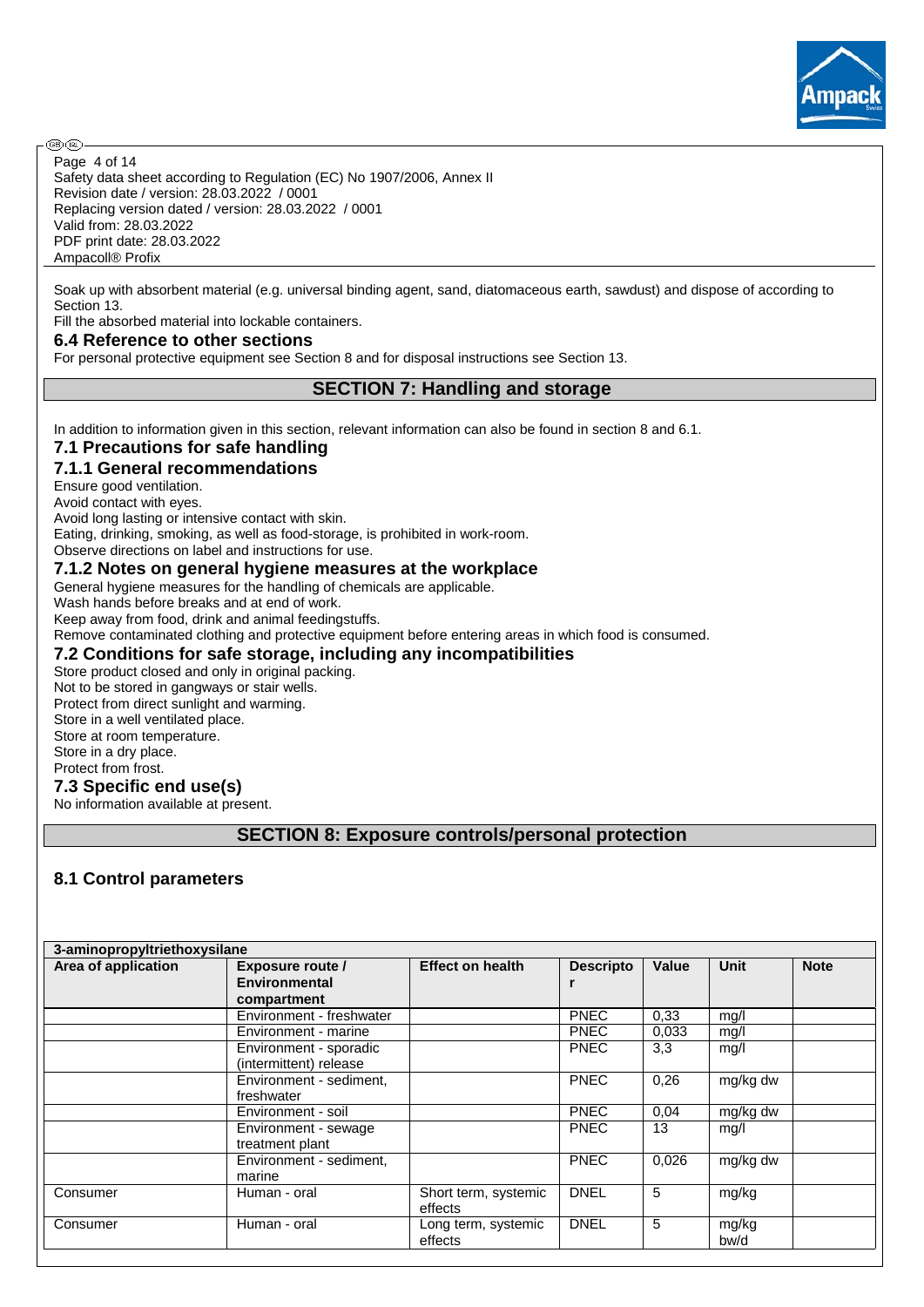Soak up with absorbent material (e.g. universal binding agent, sand, diatomaceous earth, sawdust) and dispose of according to Section 13.
Fill the absorbed material into lockable containers.

### 6.4 Reference to other sections

For personal protective equipment see Section 8 and for disposal instructions see Section 13.

## SECTION 7: Handling and storage

In addition to information given in this section, relevant information can also be found in section 8 and 6.1.

### 7.1 Precautions for safe handling

#### 7.1.1 General recommendations

Ensure good ventilation.
Avoid contact with eyes.
Avoid long lasting or intensive contact with skin.
Eating, drinking, smoking, as well as food-storage, is prohibited in work-room.
Observe directions on label and instructions for use.

#### 7.1.2 Notes on general hygiene measures at the workplace

General hygiene measures for the handling of chemicals are applicable.
Wash hands before breaks and at end of work.
Keep away from food, drink and animal feedingstuffs.
Remove contaminated clothing and protective equipment before entering areas in which food is consumed.

### 7.2 Conditions for safe storage, including any incompatibilities

Store product closed and only in original packing.
Not to be stored in gangways or stair wells.
Protect from direct sunlight and warming.
Store in a well ventilated place.
Store at room temperature.
Store in a dry place.
Protect from frost.

### 7.3 Specific end use(s)

No information available at present.

## SECTION 8: Exposure controls/personal protection

### 8.1 Control parameters

**3-aminopropyltriethoxysilane**

| Area of application | Exposure route / Environmental compartment | Effect on health | Descriptor | Value | Unit | Note |
|---|---|---|---|---|---|---|
| | Environment - freshwater | | PNEC | 0,33 | mg/l | |
| | Environment - marine | | PNEC | 0,033 | mg/l | |
| | Environment - sporadic (intermittent) release | | PNEC | 3,3 | mg/l | |
| | Environment - sediment, freshwater | | PNEC | 0,26 | mg/kg dw | |
| | Environment - soil | | PNEC | 0,04 | mg/kg dw | |
| | Environment - sewage treatment plant | | PNEC | 13 | mg/l | |
| | Environment - sediment, marine | | PNEC | 0,026 | mg/kg dw | |
| Consumer | Human - oral | Short term, systemic effects | DNEL | 5 | mg/kg | |
| Consumer | Human - oral | Long term, systemic effects | DNEL | 5 | mg/kg bw/d | |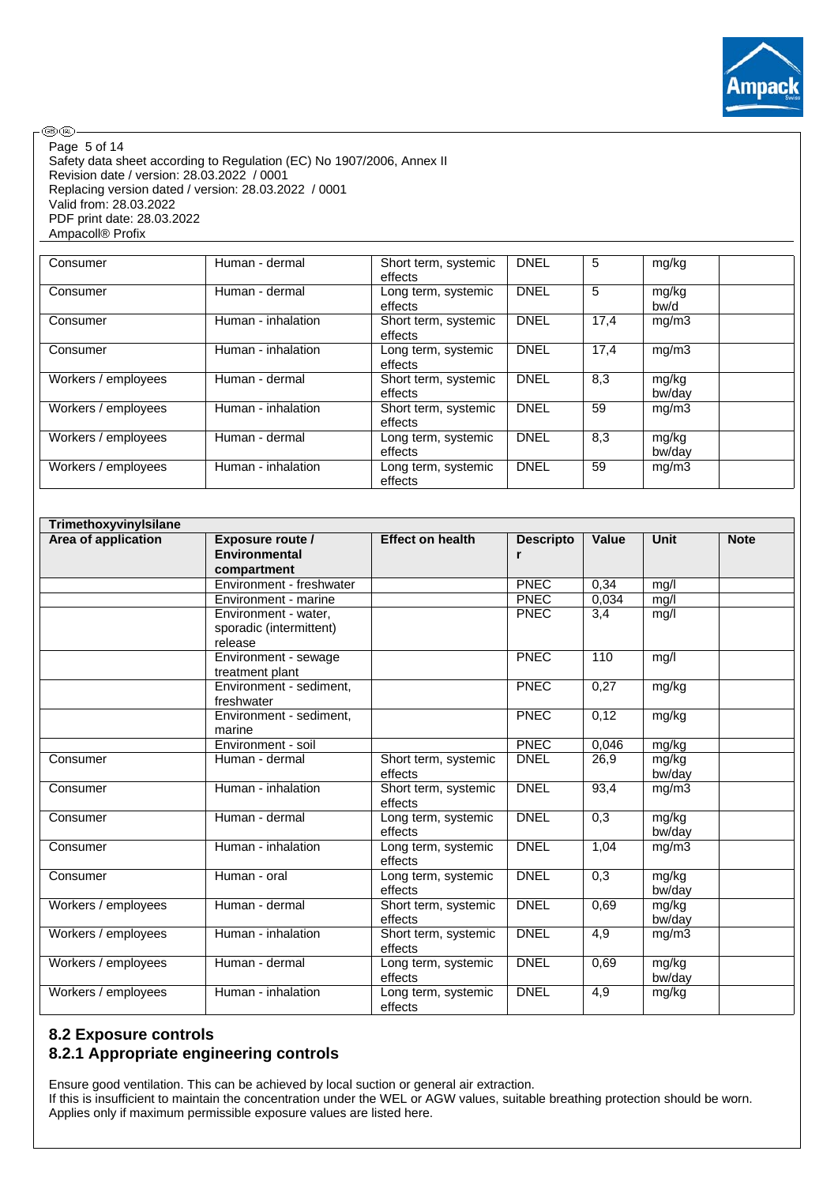| Consumer | Human - dermal | Short term, systemic effects | DNEL | 5 | mg/kg | |
|---|---|---|---|---|---|---|
| Consumer | Human - dermal | Long term, systemic effects | DNEL | 5 | mg/kg bw/d | |
| Consumer | Human - inhalation | Short term, systemic effects | DNEL | 17,4 | mg/m3 | |
| Consumer | Human - inhalation | Long term, systemic effects | DNEL | 17,4 | mg/m3 | |
| Workers / employees | Human - dermal | Short term, systemic effects | DNEL | 8,3 | mg/kg bw/day | |
| Workers / employees | Human - inhalation | Short term, systemic effects | DNEL | 59 | mg/m3 | |
| Workers / employees | Human - dermal | Long term, systemic effects | DNEL | 8,3 | mg/kg bw/day | |
| Workers / employees | Human - inhalation | Long term, systemic effects | DNEL | 59 | mg/m3 | |

**Trimethoxyvinylsilane**

| Area of application | Exposure route / Environmental compartment | Effect on health | Descriptor | Value | Unit | Note |
|---|---|---|---|---|---|---|
| | Environment - freshwater | | PNEC | 0,34 | mg/l | |
| | Environment - marine | | PNEC | 0,034 | mg/l | |
| | Environment - water, sporadic (intermittent) release | | PNEC | 3,4 | mg/l | |
| | Environment - sewage treatment plant | | PNEC | 110 | mg/l | |
| | Environment - sediment, freshwater | | PNEC | 0,27 | mg/kg | |
| | Environment - sediment, marine | | PNEC | 0,12 | mg/kg | |
| | Environment - soil | | PNEC | 0,046 | mg/kg | |
| Consumer | Human - dermal | Short term, systemic effects | DNEL | 26,9 | mg/kg bw/day | |
| Consumer | Human - inhalation | Short term, systemic effects | DNEL | 93,4 | mg/m3 | |
| Consumer | Human - dermal | Long term, systemic effects | DNEL | 0,3 | mg/kg bw/day | |
| Consumer | Human - inhalation | Long term, systemic effects | DNEL | 1,04 | mg/m3 | |
| Consumer | Human - oral | Long term, systemic effects | DNEL | 0,3 | mg/kg bw/day | |
| Workers / employees | Human - dermal | Short term, systemic effects | DNEL | 0,69 | mg/kg bw/day | |
| Workers / employees | Human - inhalation | Short term, systemic effects | DNEL | 4,9 | mg/m3 | |
| Workers / employees | Human - dermal | Long term, systemic effects | DNEL | 0,69 | mg/kg bw/day | |
| Workers / employees | Human - inhalation | Long term, systemic effects | DNEL | 4,9 | mg/kg | |

## 8.2 Exposure controls

### 8.2.1 Appropriate engineering controls

Ensure good ventilation. This can be achieved by local suction or general air extraction.
If this is insufficient to maintain the concentration under the WEL or AGW values, suitable breathing protection should be worn.
Applies only if maximum permissible exposure values are listed here.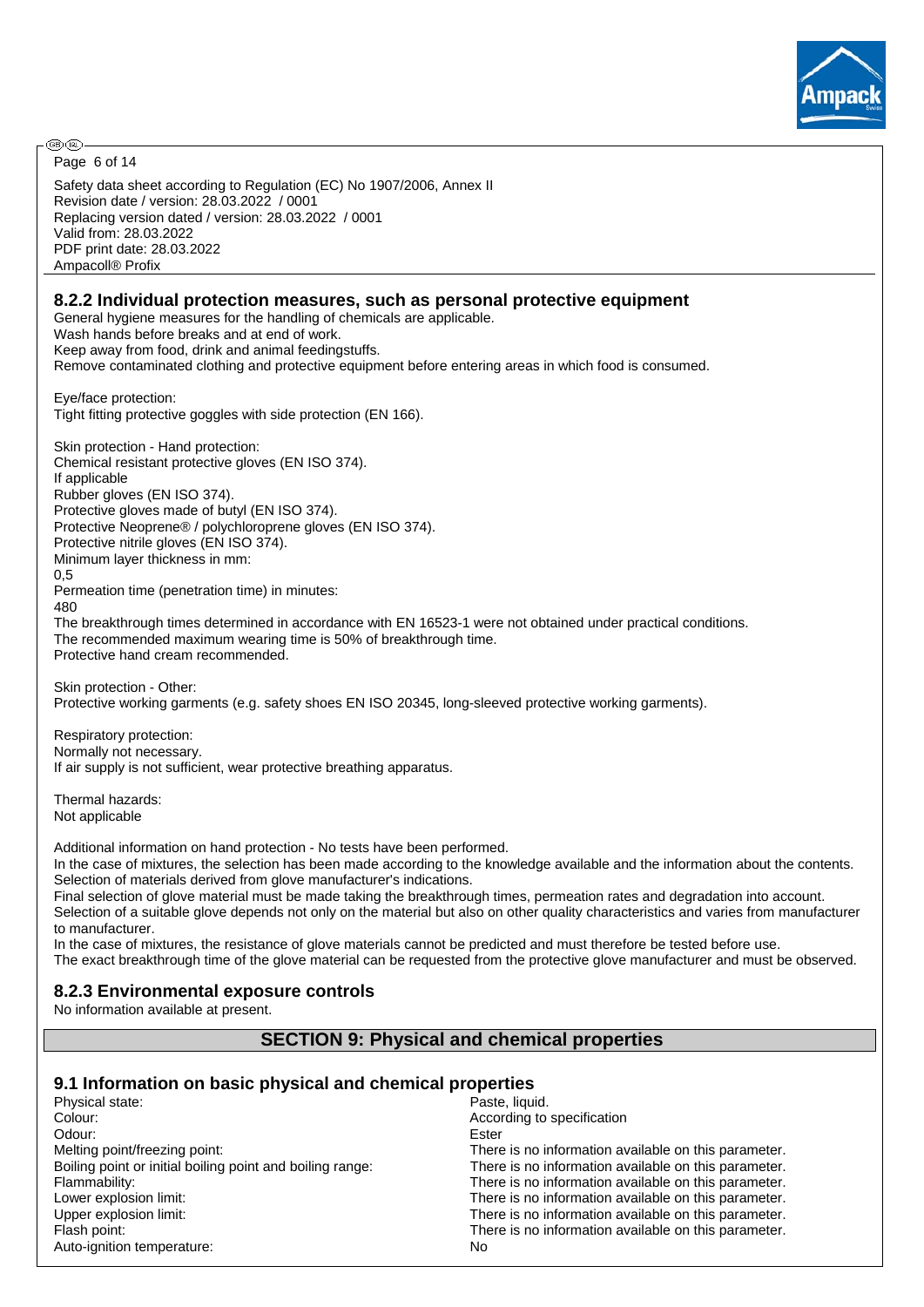Safety data sheet according to Regulation (EC) No 1907/2006, Annex II
Revision date / version: 28.03.2022 / 0001
Replacing version dated / version: 28.03.2022 / 0001
Valid from: 28.03.2022
PDF print date: 28.03.2022
Ampacoll® Profix

### 8.2.2 Individual protection measures, such as personal protective equipment

General hygiene measures for the handling of chemicals are applicable.
Wash hands before breaks and at end of work.
Keep away from food, drink and animal feedingstuffs.
Remove contaminated clothing and protective equipment before entering areas in which food is consumed.

Eye/face protection:
Tight fitting protective goggles with side protection (EN 166).

Skin protection - Hand protection:
Chemical resistant protective gloves (EN ISO 374).
If applicable
Rubber gloves (EN ISO 374).
Protective gloves made of butyl (EN ISO 374).
Protective Neoprene® / polychloroprene gloves (EN ISO 374).
Protective nitrile gloves (EN ISO 374).
Minimum layer thickness in mm:
0,5
Permeation time (penetration time) in minutes:
480
The breakthrough times determined in accordance with EN 16523-1 were not obtained under practical conditions.
The recommended maximum wearing time is 50% of breakthrough time.
Protective hand cream recommended.

Skin protection - Other:
Protective working garments (e.g. safety shoes EN ISO 20345, long-sleeved protective working garments).

Respiratory protection:
Normally not necessary.
If air supply is not sufficient, wear protective breathing apparatus.

Thermal hazards:
Not applicable

Additional information on hand protection - No tests have been performed.
In the case of mixtures, the selection has been made according to the knowledge available and the information about the contents.
Selection of materials derived from glove manufacturer's indications.
Final selection of glove material must be made taking the breakthrough times, permeation rates and degradation into account.
Selection of a suitable glove depends not only on the material but also on other quality characteristics and varies from manufacturer to manufacturer.
In the case of mixtures, the resistance of glove materials cannot be predicted and must therefore be tested before use.
The exact breakthrough time of the glove material can be requested from the protective glove manufacturer and must be observed.

### 8.2.3 Environmental exposure controls

No information available at present.

## SECTION 9: Physical and chemical properties

### 9.1 Information on basic physical and chemical properties

| | |
|---|---|
| Physical state: | Paste, liquid. |
| Colour: | According to specification |
| Odour: | Ester |
| Melting point/freezing point: | There is no information available on this parameter. |
| Boiling point or initial boiling point and boiling range: | There is no information available on this parameter. |
| Flammability: | There is no information available on this parameter. |
| Lower explosion limit: | There is no information available on this parameter. |
| Upper explosion limit: | There is no information available on this parameter. |
| Flash point: | There is no information available on this parameter. |
| Auto-ignition temperature: | No |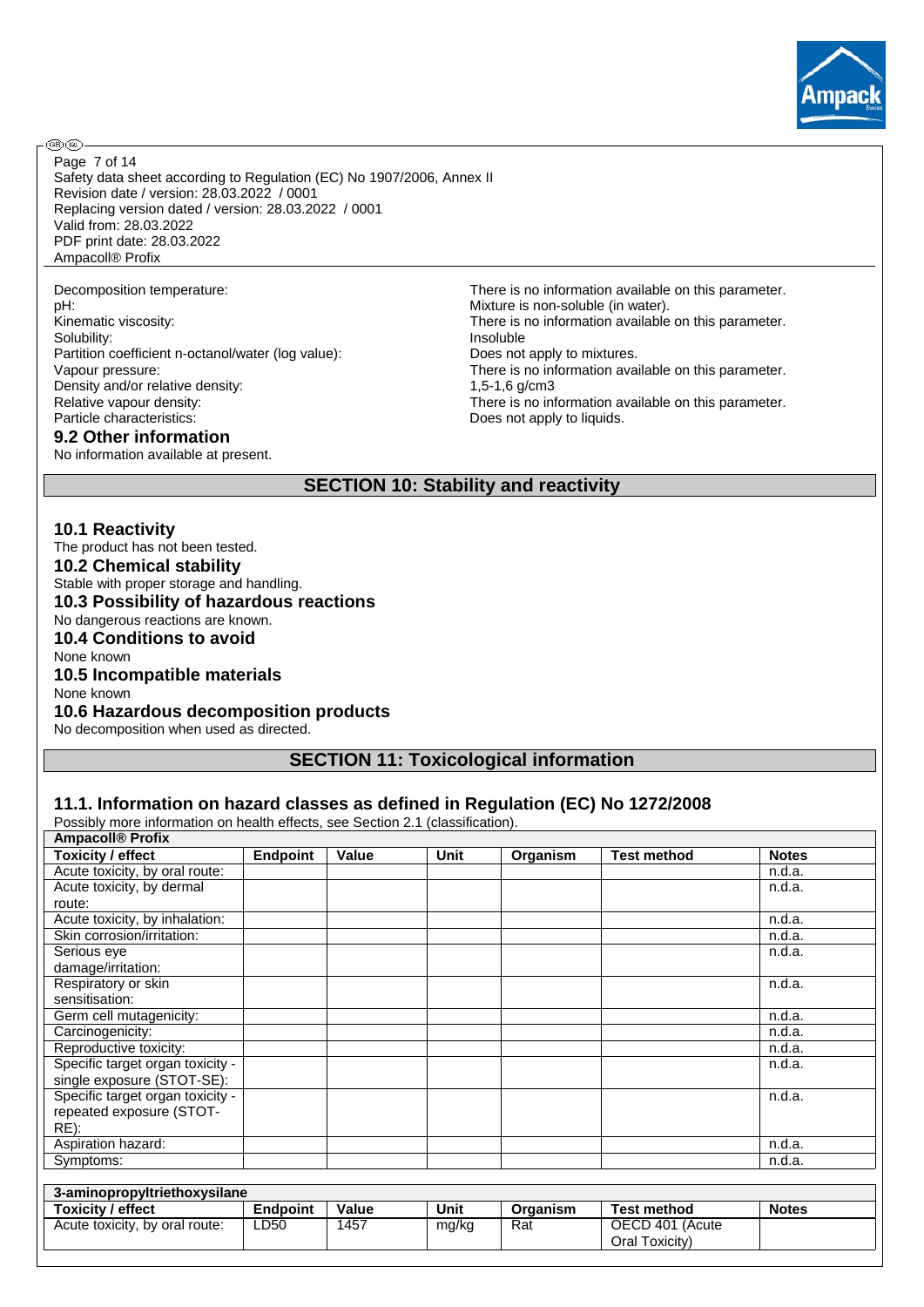Page 7 of 14
Safety data sheet according to Regulation (EC) No 1907/2006, Annex II
Revision date / version: 28.03.2022 / 0001
Replacing version dated / version: 28.03.2022 / 0001
Valid from: 28.03.2022
PDF print date: 28.03.2022
Ampacoll® Profix

| | |
|---|---|
| Decomposition temperature: | There is no information available on this parameter. |
| pH: | Mixture is non-soluble (in water). |
| Kinematic viscosity: | There is no information available on this parameter. |
| Solubility: | Insoluble |
| Partition coefficient n-octanol/water (log value): | Does not apply to mixtures. |
| Vapour pressure: | There is no information available on this parameter. |
| Density and/or relative density: | 1,5-1,6 g/cm3 |
| Relative vapour density: | There is no information available on this parameter. |
| Particle characteristics: | Does not apply to liquids. |

### 9.2 Other information

No information available at present.

## SECTION 10: Stability and reactivity

### 10.1 Reactivity

The product has not been tested.

### 10.2 Chemical stability

Stable with proper storage and handling.

### 10.3 Possibility of hazardous reactions

No dangerous reactions are known.

### 10.4 Conditions to avoid

None known

### 10.5 Incompatible materials

None known

### 10.6 Hazardous decomposition products

No decomposition when used as directed.

## SECTION 11: Toxicological information

### 11.1. Information on hazard classes as defined in Regulation (EC) No 1272/2008

Possibly more information on health effects, see Section 2.1 (classification).

| Ampacoll® Profix | | | | | | |
|---|---|---|---|---|---|---|
| **Toxicity / effect** | **Endpoint** | **Value** | **Unit** | **Organism** | **Test method** | **Notes** |
| Acute toxicity, by oral route: | | | | | | n.d.a. |
| Acute toxicity, by dermal route: | | | | | | n.d.a. |
| Acute toxicity, by inhalation: | | | | | | n.d.a. |
| Skin corrosion/irritation: | | | | | | n.d.a. |
| Serious eye damage/irritation: | | | | | | n.d.a. |
| Respiratory or skin sensitisation: | | | | | | n.d.a. |
| Germ cell mutagenicity: | | | | | | n.d.a. |
| Carcinogenicity: | | | | | | n.d.a. |
| Reproductive toxicity: | | | | | | n.d.a. |
| Specific target organ toxicity - single exposure (STOT-SE): | | | | | | n.d.a. |
| Specific target organ toxicity - repeated exposure (STOT-RE): | | | | | | n.d.a. |
| Aspiration hazard: | | | | | | n.d.a. |
| Symptoms: | | | | | | n.d.a. |

| 3-aminopropyltriethoxysilane | | | | | | |
|---|---|---|---|---|---|---|
| **Toxicity / effect** | **Endpoint** | **Value** | **Unit** | **Organism** | **Test method** | **Notes** |
| Acute toxicity, by oral route: | LD50 | 1457 | mg/kg | Rat | OECD 401 (Acute Oral Toxicity) | |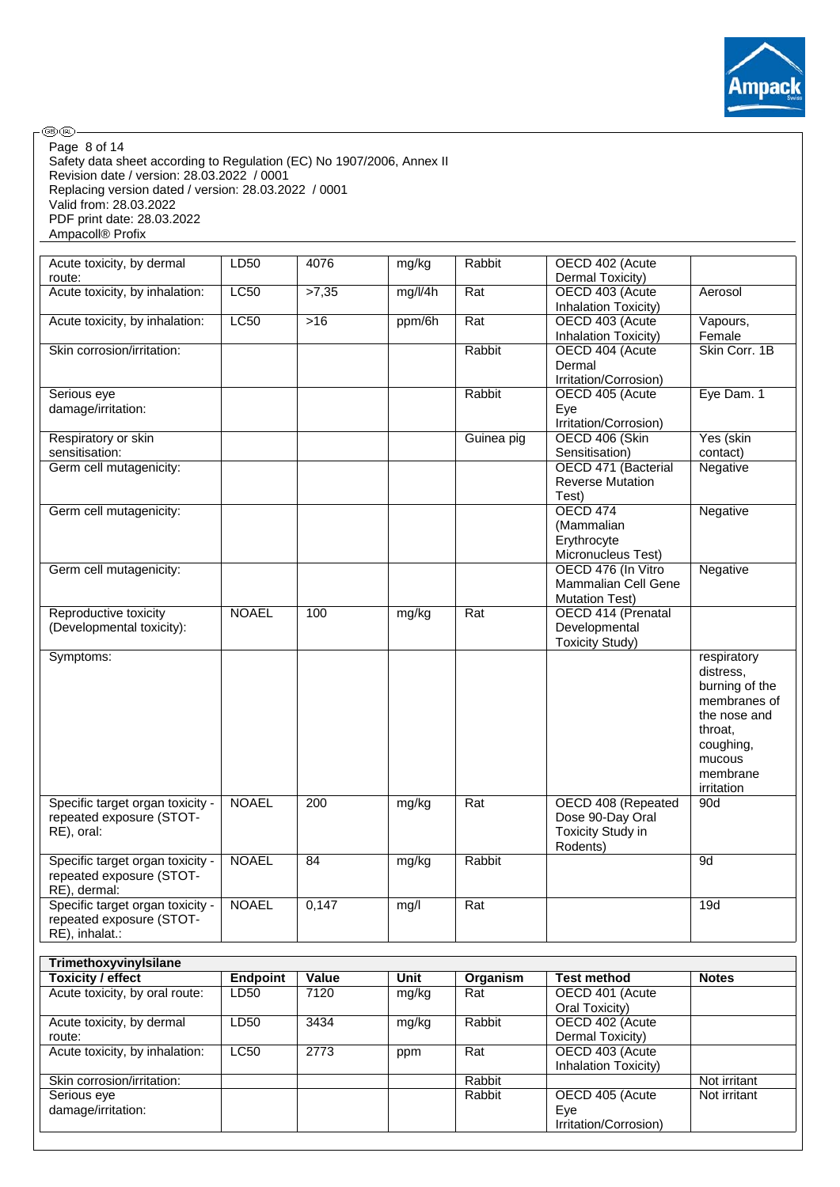| | | | | | | |
|---|---|---|---|---|---|---|
| Acute toxicity, by dermal route: | LD50 | 4076 | mg/kg | Rabbit | OECD 402 (Acute Dermal Toxicity) | |
| Acute toxicity, by inhalation: | LC50 | >7,35 | mg/l/4h | Rat | OECD 403 (Acute Inhalation Toxicity) | Aerosol |
| Acute toxicity, by inhalation: | LC50 | >16 | ppm/6h | Rat | OECD 403 (Acute Inhalation Toxicity) | Vapours, Female |
| Skin corrosion/irritation: | | | | Rabbit | OECD 404 (Acute Dermal Irritation/Corrosion) | Skin Corr. 1B |
| Serious eye damage/irritation: | | | | Rabbit | OECD 405 (Acute Eye Irritation/Corrosion) | Eye Dam. 1 |
| Respiratory or skin sensitisation: | | | | Guinea pig | OECD 406 (Skin Sensitisation) | Yes (skin contact) |
| Germ cell mutagenicity: | | | | | OECD 471 (Bacterial Reverse Mutation Test) | Negative |
| Germ cell mutagenicity: | | | | | OECD 474 (Mammalian Erythrocyte Micronucleus Test) | Negative |
| Germ cell mutagenicity: | | | | | OECD 476 (In Vitro Mammalian Cell Gene Mutation Test) | Negative |
| Reproductive toxicity (Developmental toxicity): | NOAEL | 100 | mg/kg | Rat | OECD 414 (Prenatal Developmental Toxicity Study) | |
| Symptoms: | | | | | | respiratory distress, burning of the membranes of the nose and throat, coughing, mucous membrane irritation |
| Specific target organ toxicity - repeated exposure (STOT-RE), oral: | NOAEL | 200 | mg/kg | Rat | OECD 408 (Repeated Dose 90-Day Oral Toxicity Study in Rodents) | 90d |
| Specific target organ toxicity - repeated exposure (STOT-RE), dermal: | NOAEL | 84 | mg/kg | Rabbit | | 9d |
| Specific target organ toxicity - repeated exposure (STOT-RE), inhalat.: | NOAEL | 0,147 | mg/l | Rat | | 19d |

**Trimethoxyvinylsilane**

| Toxicity / effect | Endpoint | Value | Unit | Organism | Test method | Notes |
|---|---|---|---|---|---|---|
| Acute toxicity, by oral route: | LD50 | 7120 | mg/kg | Rat | OECD 401 (Acute Oral Toxicity) | |
| Acute toxicity, by dermal route: | LD50 | 3434 | mg/kg | Rabbit | OECD 402 (Acute Dermal Toxicity) | |
| Acute toxicity, by inhalation: | LC50 | 2773 | ppm | Rat | OECD 403 (Acute Inhalation Toxicity) | |
| Skin corrosion/irritation: | | | | Rabbit | | Not irritant |
| Serious eye damage/irritation: | | | | Rabbit | OECD 405 (Acute Eye Irritation/Corrosion) | Not irritant |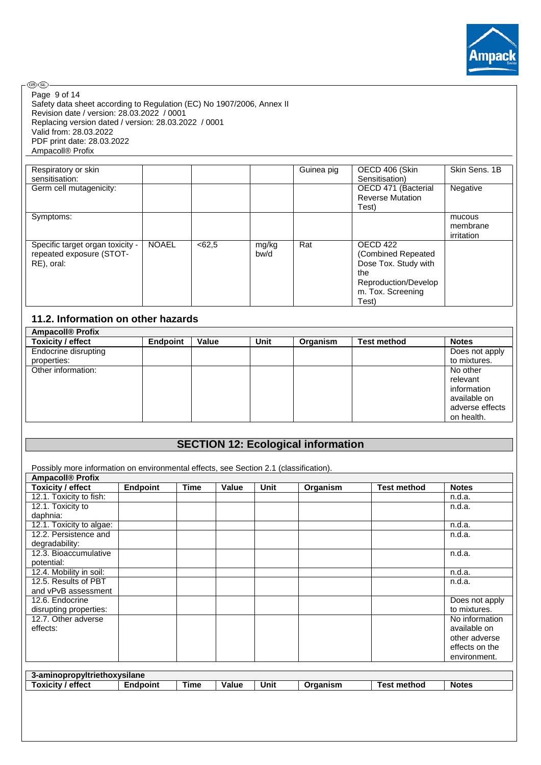| | | | | | | |
|---|---|---|---|---|---|---|
| Respiratory or skin sensitisation: | | | | Guinea pig | OECD 406 (Skin Sensitisation) | Skin Sens. 1B |
| Germ cell mutagenicity: | | | | | OECD 471 (Bacterial Reverse Mutation Test) | Negative |
| Symptoms: | | | | | | mucous membrane irritation |
| Specific target organ toxicity - repeated exposure (STOT-RE), oral: | NOAEL | <62,5 | mg/kg bw/d | Rat | OECD 422 (Combined Repeated Dose Tox. Study with the Reproduction/Develop m. Tox. Screening Test) | |

## 11.2. Information on other hazards

| Ampacoll® Profix | | | | | | |
|---|---|---|---|---|---|---|
| **Toxicity / effect** | **Endpoint** | **Value** | **Unit** | **Organism** | **Test method** | **Notes** |
| Endocrine disrupting properties: | | | | | | Does not apply to mixtures. |
| Other information: | | | | | | No other relevant information available on adverse effects on health. |

# SECTION 12: Ecological information

Possibly more information on environmental effects, see Section 2.1 (classification).

| Ampacoll® Profix | | | | | | | |
|---|---|---|---|---|---|---|---|
| **Toxicity / effect** | **Endpoint** | **Time** | **Value** | **Unit** | **Organism** | **Test method** | **Notes** |
| 12.1. Toxicity to fish: | | | | | | | n.d.a. |
| 12.1. Toxicity to daphnia: | | | | | | | n.d.a. |
| 12.1. Toxicity to algae: | | | | | | | n.d.a. |
| 12.2. Persistence and degradability: | | | | | | | n.d.a. |
| 12.3. Bioaccumulative potential: | | | | | | | n.d.a. |
| 12.4. Mobility in soil: | | | | | | | n.d.a. |
| 12.5. Results of PBT and vPvB assessment | | | | | | | n.d.a. |
| 12.6. Endocrine disrupting properties: | | | | | | | Does not apply to mixtures. |
| 12.7. Other adverse effects: | | | | | | | No information available on other adverse effects on the environment. |

| 3-aminopropyltriethoxysilane | | | | | | | |
|---|---|---|---|---|---|---|---|
| **Toxicity / effect** | **Endpoint** | **Time** | **Value** | **Unit** | **Organism** | **Test method** | **Notes** |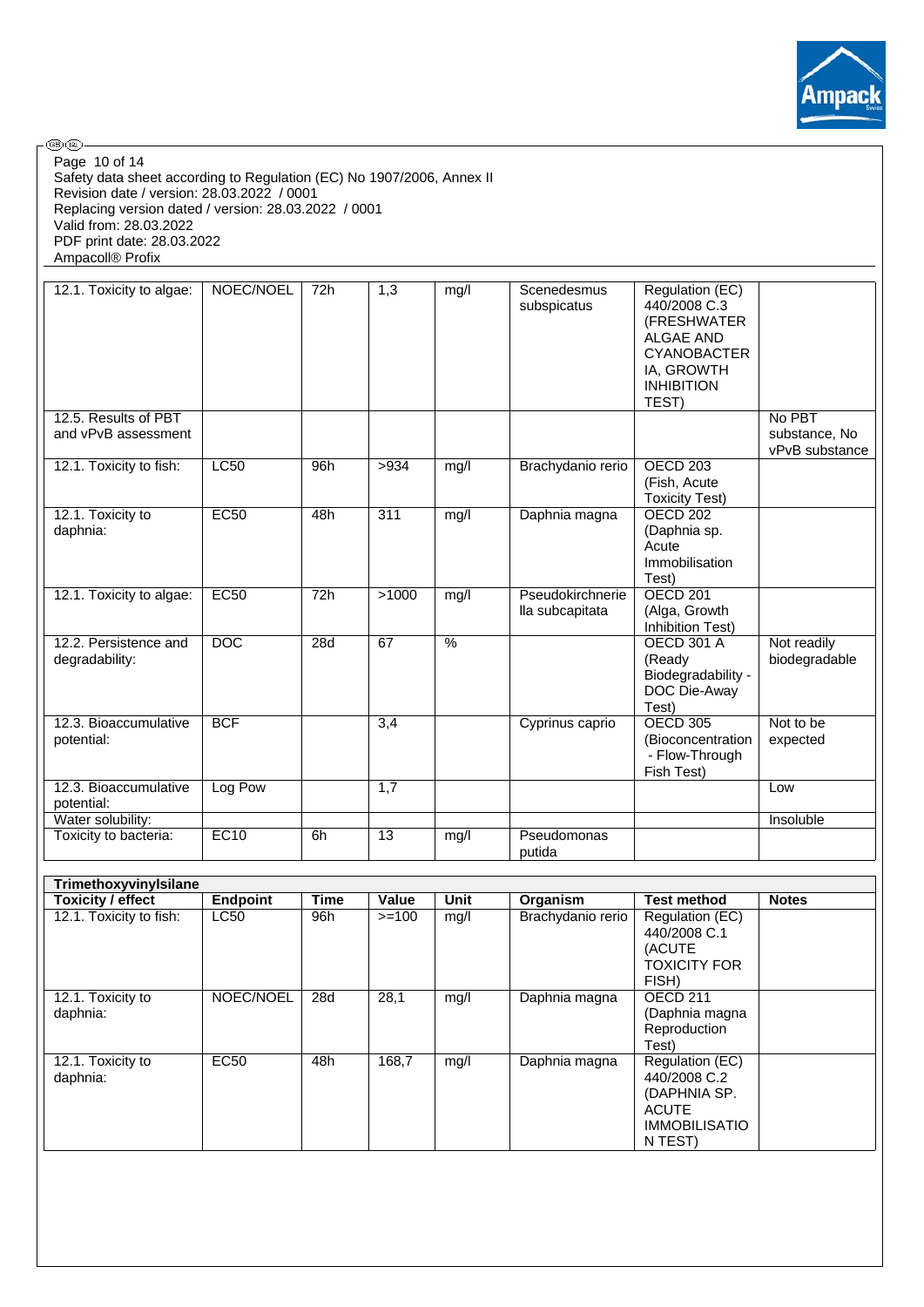| | | | | | | | |
|---|---|---|---|---|---|---|---|
| 12.1. Toxicity to algae: | NOEC/NOEL | 72h | 1,3 | mg/l | Scenedesmus subspicatus | Regulation (EC) 440/2008 C.3 (FRESHWATER ALGAE AND CYANOBACTERIA, GROWTH INHIBITION TEST) | |
| 12.5. Results of PBT and vPvB assessment | | | | | | | No PBT substance, No vPvB substance |
| 12.1. Toxicity to fish: | LC50 | 96h | >934 | mg/l | Brachydanio rerio | OECD 203 (Fish, Acute Toxicity Test) | |
| 12.1. Toxicity to daphnia: | EC50 | 48h | 311 | mg/l | Daphnia magna | OECD 202 (Daphnia sp. Acute Immobilisation Test) | |
| 12.1. Toxicity to algae: | EC50 | 72h | >1000 | mg/l | Pseudokirchneriella subcapitata | OECD 201 (Alga, Growth Inhibition Test) | |
| 12.2. Persistence and degradability: | DOC | 28d | 67 | % | | OECD 301 A (Ready Biodegradability - DOC Die-Away Test) | Not readily biodegradable |
| 12.3. Bioaccumulative potential: | BCF | | 3,4 | | Cyprinus caprio | OECD 305 (Bioconcentration - Flow-Through Fish Test) | Not to be expected |
| 12.3. Bioaccumulative potential: | Log Pow | | 1,7 | | | | Low |
| Water solubility: | | | | | | | Insoluble |
| Toxicity to bacteria: | EC10 | 6h | 13 | mg/l | Pseudomonas putida | | |

| **Trimethoxyvinylsilane** | | | | | | | |
|---|---|---|---|---|---|---|---|
| **Toxicity / effect** | **Endpoint** | **Time** | **Value** | **Unit** | **Organism** | **Test method** | **Notes** |
| 12.1. Toxicity to fish: | LC50 | 96h | >=100 | mg/l | Brachydanio rerio | Regulation (EC) 440/2008 C.1 (ACUTE TOXICITY FOR FISH) | |
| 12.1. Toxicity to daphnia: | NOEC/NOEL | 28d | 28,1 | mg/l | Daphnia magna | OECD 211 (Daphnia magna Reproduction Test) | |
| 12.1. Toxicity to daphnia: | EC50 | 48h | 168,7 | mg/l | Daphnia magna | Regulation (EC) 440/2008 C.2 (DAPHNIA SP. ACUTE IMMOBILISATION TEST) | |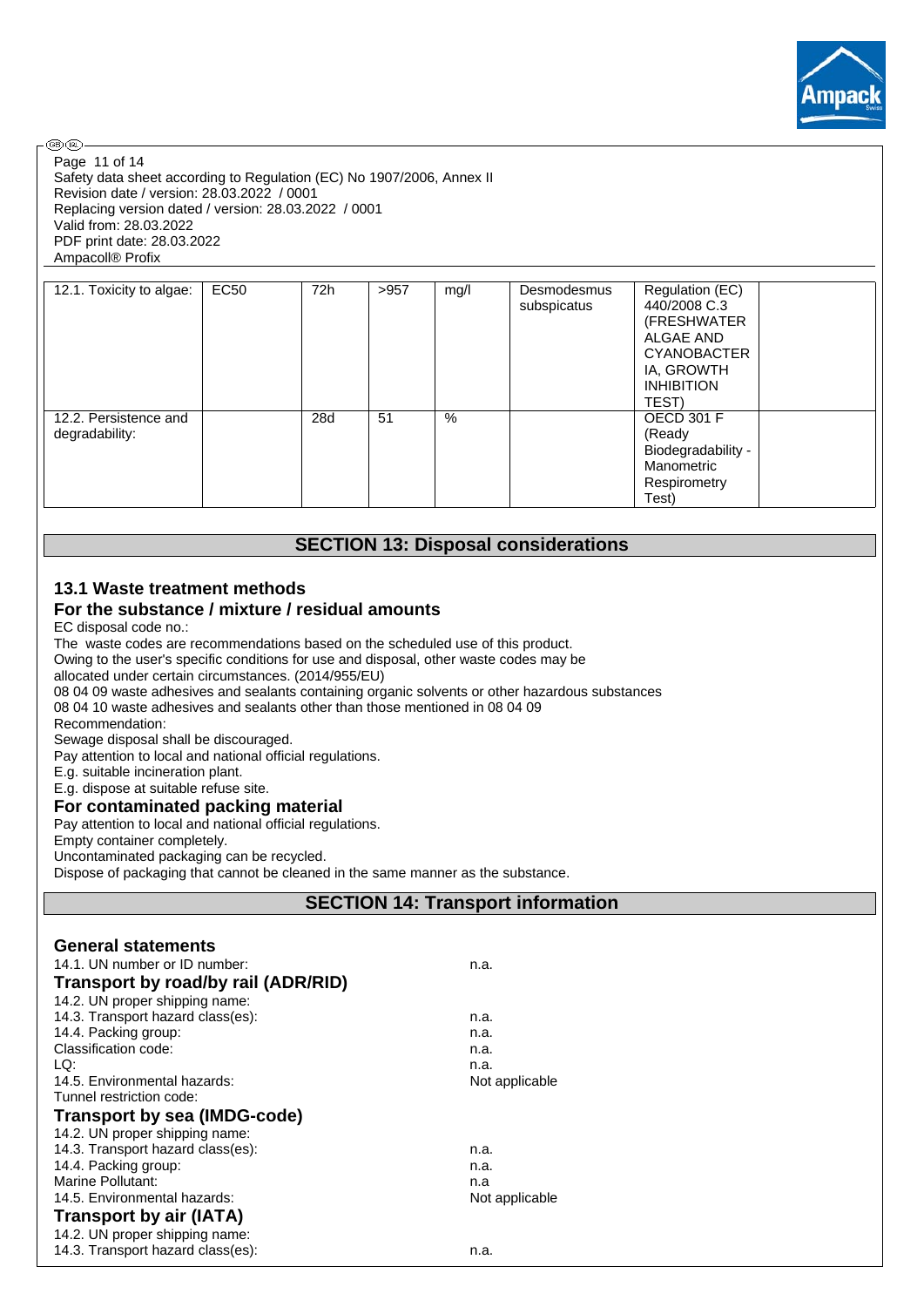| 12.1. Toxicity to algae: | EC50 | 72h | >957 | mg/l | Desmodesmus subspicatus | Regulation (EC) 440/2008 C.3 (FRESHWATER ALGAE AND CYANOBACTERIA, GROWTH INHIBITION TEST) | |
|---|---|---|---|---|---|---|---|
| 12.2. Persistence and degradability: | | 28d | 51 | % | | OECD 301 F (Ready Biodegradability - Manometric Respirometry Test) | |

## SECTION 13: Disposal considerations

### 13.1 Waste treatment methods

### For the substance / mixture / residual amounts

EC disposal code no.:
The waste codes are recommendations based on the scheduled use of this product.
Owing to the user's specific conditions for use and disposal, other waste codes may be allocated under certain circumstances. (2014/955/EU)
08 04 09 waste adhesives and sealants containing organic solvents or other hazardous substances
08 04 10 waste adhesives and sealants other than those mentioned in 08 04 09
Recommendation:
Sewage disposal shall be discouraged.
Pay attention to local and national official regulations.
E.g. suitable incineration plant.
E.g. dispose at suitable refuse site.

### For contaminated packing material

Pay attention to local and national official regulations.
Empty container completely.
Uncontaminated packaging can be recycled.
Dispose of packaging that cannot be cleaned in the same manner as the substance.

## SECTION 14: Transport information

### General statements

14.1. UN number or ID number: n.a.

### Transport by road/by rail (ADR/RID)

14.2. UN proper shipping name:
14.3. Transport hazard class(es): n.a.
14.4. Packing group: n.a.
Classification code: n.a.
LQ: n.a.
14.5. Environmental hazards: Not applicable
Tunnel restriction code:

### Transport by sea (IMDG-code)

14.2. UN proper shipping name:
14.3. Transport hazard class(es): n.a.
14.4. Packing group: n.a.
Marine Pollutant: n.a
14.5. Environmental hazards: Not applicable

### Transport by air (IATA)

14.2. UN proper shipping name:
14.3. Transport hazard class(es): n.a.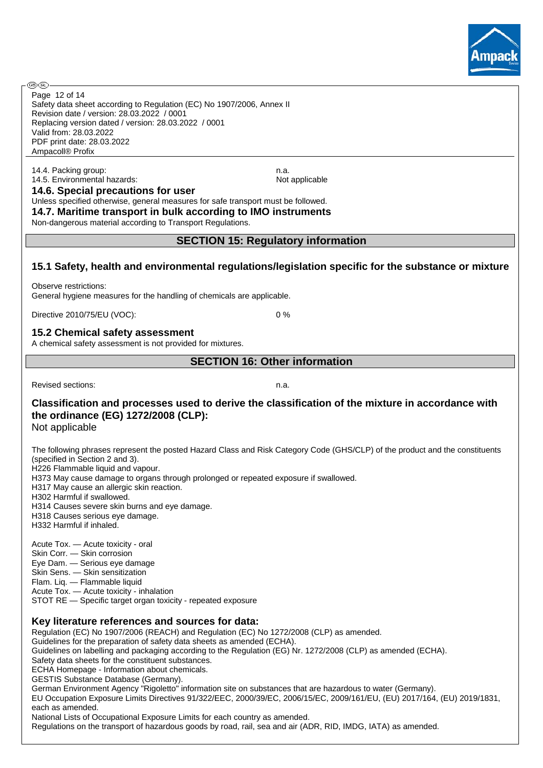14.4. Packing group: n.a.
14.5. Environmental hazards: Not applicable

### 14.6. Special precautions for user

Unless specified otherwise, general measures for safe transport must be followed.

### 14.7. Maritime transport in bulk according to IMO instruments

Non-dangerous material according to Transport Regulations.

## SECTION 15: Regulatory information

### 15.1 Safety, health and environmental regulations/legislation specific for the substance or mixture

Observe restrictions:
General hygiene measures for the handling of chemicals are applicable.

Directive 2010/75/EU (VOC): 0 %

### 15.2 Chemical safety assessment

A chemical safety assessment is not provided for mixtures.

## SECTION 16: Other information

Revised sections: n.a.

### Classification and processes used to derive the classification of the mixture in accordance with the ordinance (EG) 1272/2008 (CLP):

Not applicable

The following phrases represent the posted Hazard Class and Risk Category Code (GHS/CLP) of the product and the constituents (specified in Section 2 and 3).
H226 Flammable liquid and vapour.
H373 May cause damage to organs through prolonged or repeated exposure if swallowed.
H317 May cause an allergic skin reaction.
H302 Harmful if swallowed.
H314 Causes severe skin burns and eye damage.
H318 Causes serious eye damage.
H332 Harmful if inhaled.

Acute Tox. — Acute toxicity - oral
Skin Corr. — Skin corrosion
Eye Dam. — Serious eye damage
Skin Sens. — Skin sensitization
Flam. Liq. — Flammable liquid
Acute Tox. — Acute toxicity - inhalation
STOT RE — Specific target organ toxicity - repeated exposure

### Key literature references and sources for data:

Regulation (EC) No 1907/2006 (REACH) and Regulation (EC) No 1272/2008 (CLP) as amended.
Guidelines for the preparation of safety data sheets as amended (ECHA).
Guidelines on labelling and packaging according to the Regulation (EG) Nr. 1272/2008 (CLP) as amended (ECHA).
Safety data sheets for the constituent substances.
ECHA Homepage - Information about chemicals.
GESTIS Substance Database (Germany).
German Environment Agency "Rigoletto" information site on substances that are hazardous to water (Germany).
EU Occupation Exposure Limits Directives 91/322/EEC, 2000/39/EC, 2006/15/EC, 2009/161/EU, (EU) 2017/164, (EU) 2019/1831, each as amended.
National Lists of Occupational Exposure Limits for each country as amended.
Regulations on the transport of hazardous goods by road, rail, sea and air (ADR, RID, IMDG, IATA) as amended.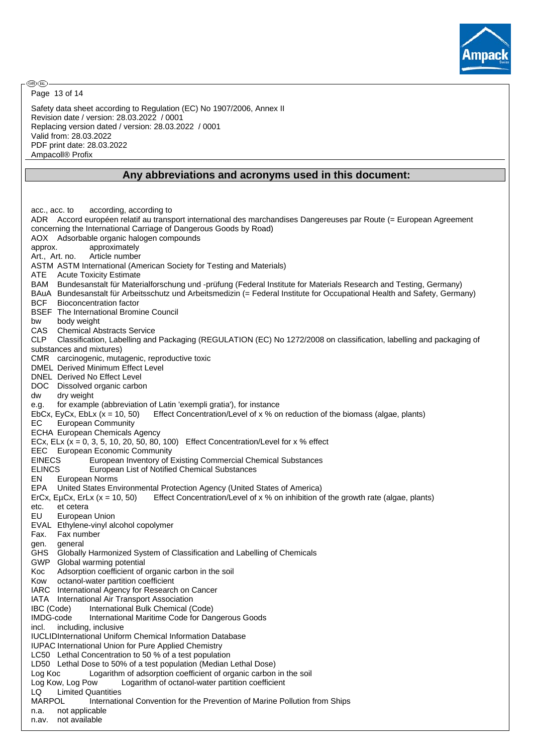Safety data sheet according to Regulation (EC) No 1907/2006, Annex II
Revision date / version: 28.03.2022 / 0001
Replacing version dated / version: 28.03.2022 / 0001
Valid from: 28.03.2022
PDF print date: 28.03.2022
Ampacoll® Profix

## Any abbreviations and acronyms used in this document:

acc., acc. to according, according to
ADR Accord européen relatif au transport international des marchandises Dangereuses par Route (= European Agreement concerning the International Carriage of Dangerous Goods by Road)
AOX Adsorbable organic halogen compounds
approx. approximately
Art., Art. no. Article number
ASTM ASTM International (American Society for Testing and Materials)
ATE Acute Toxicity Estimate
BAM Bundesanstalt für Materialforschung und -prüfung (Federal Institute for Materials Research and Testing, Germany)
BAuA Bundesanstalt für Arbeitsschutz und Arbeitsmedizin (= Federal Institute for Occupational Health and Safety, Germany)
BCF Bioconcentration factor
BSEF The International Bromine Council
bw body weight
CAS Chemical Abstracts Service
CLP Classification, Labelling and Packaging (REGULATION (EC) No 1272/2008 on classification, labelling and packaging of substances and mixtures)
CMR carcinogenic, mutagenic, reproductive toxic
DMEL Derived Minimum Effect Level
DNEL Derived No Effect Level
DOC Dissolved organic carbon
dw dry weight
e.g. for example (abbreviation of Latin 'exempli gratia'), for instance
EbCx, EyCx, EbLx (x = 10, 50) Effect Concentration/Level of x % on reduction of the biomass (algae, plants)
EC European Community
ECHA European Chemicals Agency
ECx, ELx (x = 0, 3, 5, 10, 20, 50, 80, 100) Effect Concentration/Level for x % effect
EEC European Economic Community
EINECS European Inventory of Existing Commercial Chemical Substances
ELINCS European List of Notified Chemical Substances
EN European Norms
EPA United States Environmental Protection Agency (United States of America)
ErCx, EµCx, ErLx (x = 10, 50) Effect Concentration/Level of x % on inhibition of the growth rate (algae, plants)
etc. et cetera
EU European Union
EVAL Ethylene-vinyl alcohol copolymer
Fax. Fax number
gen. general
GHS Globally Harmonized System of Classification and Labelling of Chemicals
GWP Global warming potential
Koc Adsorption coefficient of organic carbon in the soil
Kow octanol-water partition coefficient
IARC International Agency for Research on Cancer
IATA International Air Transport Association
IBC (Code) International Bulk Chemical (Code)
IMDG-code International Maritime Code for Dangerous Goods
incl. including, inclusive
IUCLID International Uniform Chemical Information Database
IUPAC International Union for Pure Applied Chemistry
LC50 Lethal Concentration to 50 % of a test population
LD50 Lethal Dose to 50% of a test population (Median Lethal Dose)
Log Koc Logarithm of adsorption coefficient of organic carbon in the soil
Log Kow, Log Pow Logarithm of octanol-water partition coefficient
LQ Limited Quantities
MARPOL International Convention for the Prevention of Marine Pollution from Ships
n.a. not applicable
n.av. not available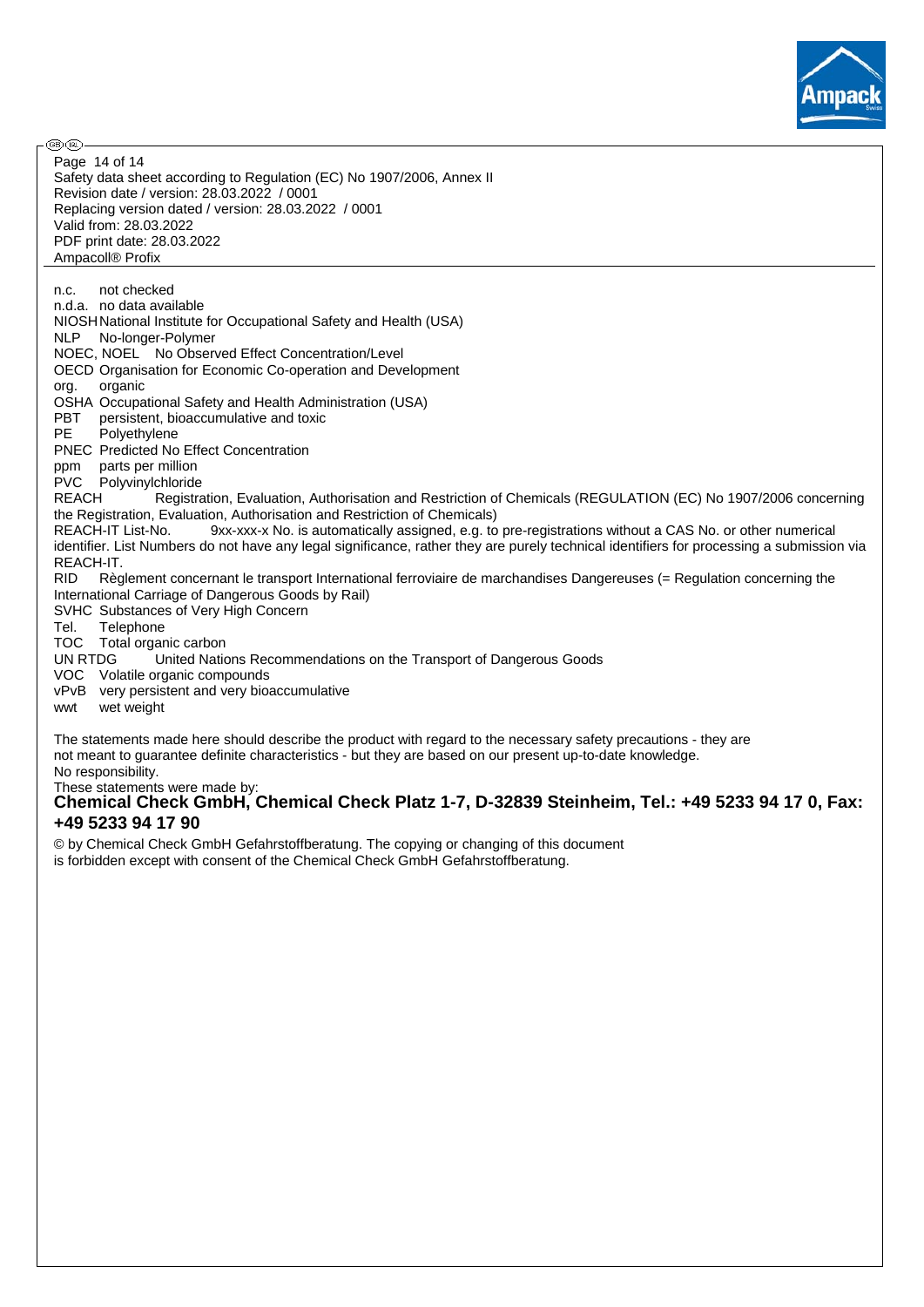n.c. not checked
n.d.a. no data available
NIOSH National Institute for Occupational Safety and Health (USA)
NLP No-longer-Polymer
NOEC, NOEL No Observed Effect Concentration/Level
OECD Organisation for Economic Co-operation and Development
org. organic
OSHA Occupational Safety and Health Administration (USA)
PBT persistent, bioaccumulative and toxic
PE Polyethylene
PNEC Predicted No Effect Concentration
ppm parts per million
PVC Polyvinylchloride
REACH Registration, Evaluation, Authorisation and Restriction of Chemicals (REGULATION (EC) No 1907/2006 concerning the Registration, Evaluation, Authorisation and Restriction of Chemicals)
REACH-IT List-No. 9xx-xxx-x No. is automatically assigned, e.g. to pre-registrations without a CAS No. or other numerical identifier. List Numbers do not have any legal significance, rather they are purely technical identifiers for processing a submission via REACH-IT.
RID Règlement concernant le transport International ferroviaire de marchandises Dangereuses (= Regulation concerning the International Carriage of Dangerous Goods by Rail)
SVHC Substances of Very High Concern
Tel. Telephone
TOC Total organic carbon
UN RTDG United Nations Recommendations on the Transport of Dangerous Goods
VOC Volatile organic compounds
vPvB very persistent and very bioaccumulative
wwt wet weight

The statements made here should describe the product with regard to the necessary safety precautions - they are not meant to guarantee definite characteristics - but they are based on our present up-to-date knowledge.
No responsibility.
These statements were made by:

**Chemical Check GmbH, Chemical Check Platz 1-7, D-32839 Steinheim, Tel.: +49 5233 94 17 0, Fax: +49 5233 94 17 90**

© by Chemical Check GmbH Gefahrstoffberatung. The copying or changing of this document is forbidden except with consent of the Chemical Check GmbH Gefahrstoffberatung.